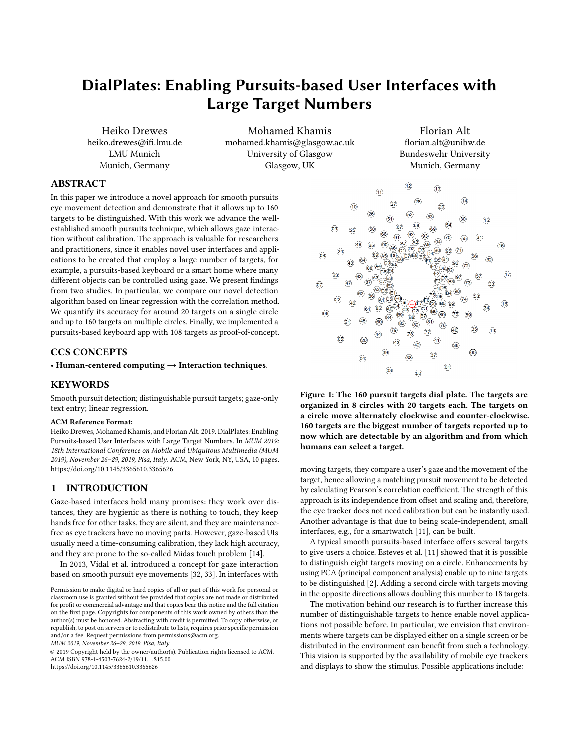# DialPlates: Enabling Pursuits-based User Interfaces with Large Target Numbers

Heiko Drewes
heiko.drewes@ifi.lmu.de
LMU Munich
Munich, Germany

Mohamed Khamis
mohamed.khamis@glasgow.ac.uk
University of Glasgow
Glasgow, UK

Florian Alt
florian.alt@unibw.de
Bundeswehr University
Munich, Germany

## ABSTRACT

In this paper we introduce a novel approach for smooth pursuits eye movement detection and demonstrate that it allows up to 160 targets to be distinguished. With this work we advance the well-established smooth pursuits technique, which allows gaze interaction without calibration. The approach is valuable for researchers and practitioners, since it enables novel user interfaces and applications to be created that employ a large number of targets, for example, a pursuits-based keyboard or a smart home where many different objects can be controlled using gaze. We present findings from two studies. In particular, we compare our novel detection algorithm based on linear regression with the correlation method. We quantify its accuracy for around 20 targets on a single circle and up to 160 targets on multiple circles. Finally, we implemented a pursuits-based keyboard app with 108 targets as proof-of-concept.

## CCS CONCEPTS

• **Human-centered computing → Interaction techniques**.

## KEYWORDS

Smooth pursuit detection; distinguishable pursuit targets; gaze-only text entry; linear regression.

**ACM Reference Format:**
Heiko Drewes, Mohamed Khamis, and Florian Alt. 2019. DialPlates: Enabling Pursuits-based User Interfaces with Large Target Numbers. In *MUM 2019: 18th International Conference on Mobile and Ubiquitous Multimedia (MUM 2019), November 26–29, 2019, Pisa, Italy*. ACM, New York, NY, USA, 10 pages. https://doi.org/10.1145/3365610.3365626

## 1 INTRODUCTION

Gaze-based interfaces hold many promises: they work over distances, they are hygienic as there is nothing to touch, they keep hands free for other tasks, they are silent, and they are maintenance-free as eye trackers have no moving parts. However, gaze-based UIs usually need a time-consuming calibration, they lack high accuracy, and they are prone to the so-called Midas touch problem [14].

In 2013, Vidal et al. introduced a concept for gaze interaction based on smooth pursuit eye movements [32, 33]. In interfaces with moving targets, they compare a user's gaze and the movement of the target, hence allowing a matching pursuit movement to be detected by calculating Pearson's correlation coefficient. The strength of this approach is its independence from offset and scaling and, therefore, the eye tracker does not need calibration but can be instantly used. Another advantage is that due to being scale-independent, small interfaces, e.g., for a smartwatch [11], can be built.

A typical smooth pursuits-based interface offers several targets to give users a choice. Esteves et al. [11] showed that it is possible to distinguish eight targets moving on a circle. Enhancements by using PCA (principal component analysis) enable up to nine targets to be distinguished [2]. Adding a second circle with targets moving in the opposite directions allows doubling this number to 18 targets.

The motivation behind our research is to further increase this number of distinguishable targets to hence enable novel applications not possible before. In particular, we envision that environments where targets can be displayed either on a single screen or be distributed in the environment can benefit from such a technology. This vision is supported by the availability of mobile eye trackers and displays to show the stimulus. Possible applications include:

**Figure 1: The 160 pursuit targets dial plate. The targets are organized in 8 circles with 20 targets each. The targets on a circle move alternately clockwise and counter-clockwise. 160 targets are the biggest number of targets reported up to now which are detectable by an algorithm and from which humans can select a target.**

Permission to make digital or hard copies of all or part of this work for personal or classroom use is granted without fee provided that copies are not made or distributed for profit or commercial advantage and that copies bear this notice and the full citation on the first page. Copyrights for components of this work owned by others than the author(s) must be honored. Abstracting with credit is permitted. To copy otherwise, or republish, to post on servers or to redistribute to lists, requires prior specific permission and/or a fee. Request permissions from permissions@acm.org.
*MUM 2019, November 26–29, 2019, Pisa, Italy*
© 2019 Copyright held by the owner/author(s). Publication rights licensed to ACM.
ACM ISBN 978-1-4503-7624-2/19/11...$15.00
https://doi.org/10.1145/3365610.3365626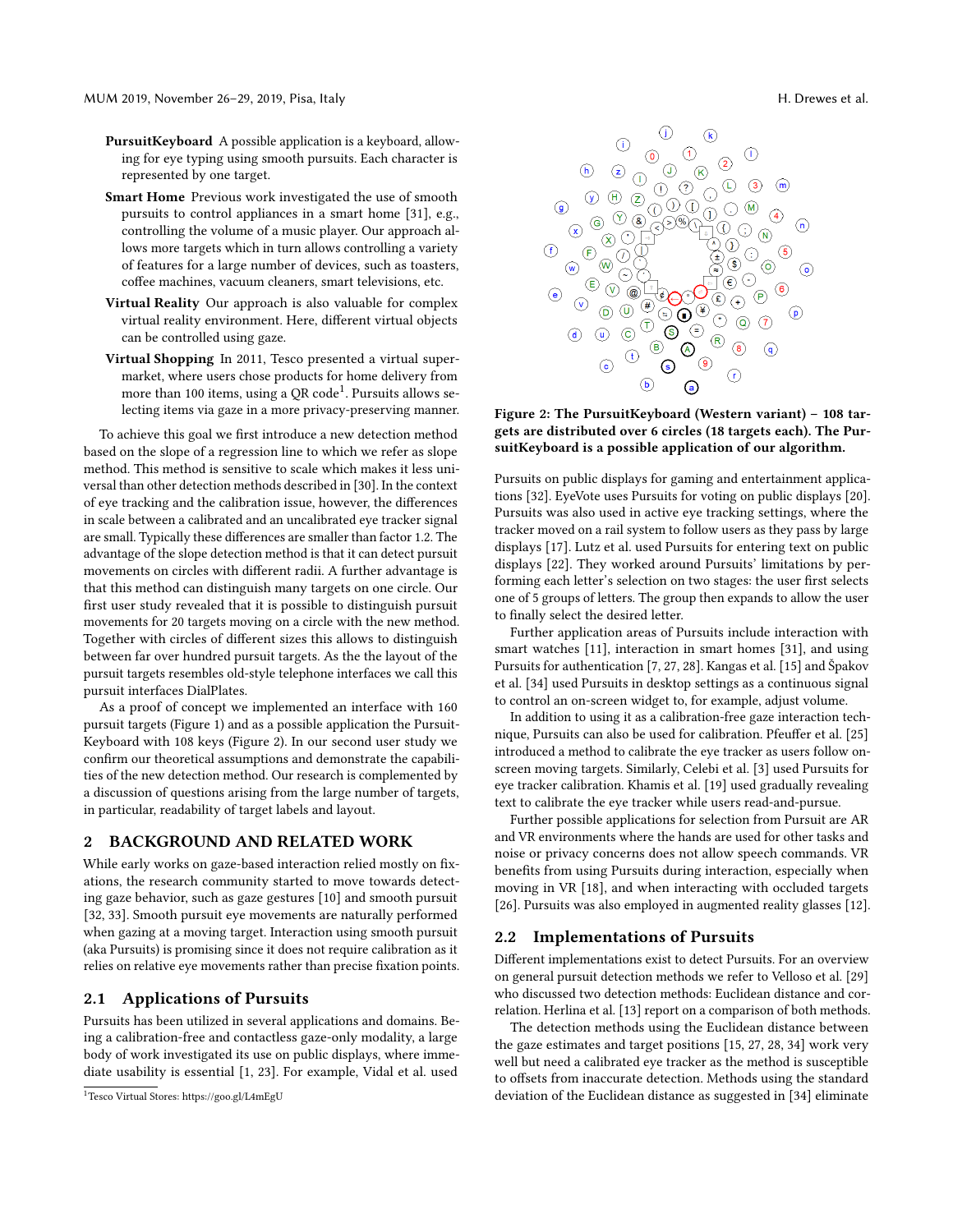**PursuitKeyboard** A possible application is a keyboard, allowing for eye typing using smooth pursuits. Each character is represented by one target.

**Smart Home** Previous work investigated the use of smooth pursuits to control appliances in a smart home [31], e.g., controlling the volume of a music player. Our approach allows more targets which in turn allows controlling a variety of features for a large number of devices, such as toasters, coffee machines, vacuum cleaners, smart televisions, etc.

**Virtual Reality** Our approach is also valuable for complex virtual reality environment. Here, different virtual objects can be controlled using gaze.

**Virtual Shopping** In 2011, Tesco presented a virtual supermarket, where users chose products for home delivery from more than 100 items, using a QR code[1]. Pursuits allows selecting items via gaze in a more privacy-preserving manner.

To achieve this goal we first introduce a new detection method based on the slope of a regression line to which we refer as slope method. This method is sensitive to scale which makes it less universal than other detection methods described in [30]. In the context of eye tracking and the calibration issue, however, the differences in scale between a calibrated and an uncalibrated eye tracker signal are small. Typically these differences are smaller than factor 1.2. The advantage of the slope detection method is that it can detect pursuit movements on circles with different radii. A further advantage is that this method can distinguish many targets on one circle. Our first user study revealed that it is possible to distinguish pursuit movements for 20 targets moving on a circle with the new method. Together with circles of different sizes this allows to distinguish between far over hundred pursuit targets. As the the layout of the pursuit targets resembles old-style telephone interfaces we call this pursuit interfaces DialPlates.

As a proof of concept we implemented an interface with 160 pursuit targets (Figure 1) and as a possible application the PursuitKeyboard with 108 keys (Figure 2). In our second user study we confirm our theoretical assumptions and demonstrate the capabilities of the new detection method. Our research is complemented by a discussion of questions arising from the large number of targets, in particular, readability of target labels and layout.

**Figure 2: The PursuitKeyboard (Western variant) – 108 targets are distributed over 6 circles (18 targets each). The PursuitKeyboard is a possible application of our algorithm.**

## 2 BACKGROUND AND RELATED WORK

While early works on gaze-based interaction relied mostly on fixations, the research community started to move towards detecting gaze behavior, such as gaze gestures [10] and smooth pursuit [32, 33]. Smooth pursuit eye movements are naturally performed when gazing at a moving target. Interaction using smooth pursuit (aka Pursuits) is promising since it does not require calibration as it relies on relative eye movements rather than precise fixation points.

### 2.1 Applications of Pursuits

Pursuits has been utilized in several applications and domains. Being a calibration-free and contactless gaze-only modality, a large body of work investigated its use on public displays, where immediate usability is essential [1, 23]. For example, Vidal et al. used Pursuits on public displays for gaming and entertainment applications [32]. EyeVote uses Pursuits for voting on public displays [20]. Pursuits was also used in active eye tracking settings, where the tracker moved on a rail system to follow users as they pass by large displays [17]. Lutz et al. used Pursuits for entering text on public displays [22]. They worked around Pursuits' limitations by performing each letter's selection on two stages: the user first selects one of 5 groups of letters. The group then expands to allow the user to finally select the desired letter.

Further application areas of Pursuits include interaction with smart watches [11], interaction in smart homes [31], and using Pursuits for authentication [7, 27, 28]. Kangas et al. [15] and Špakov et al. [34] used Pursuits in desktop settings as a continuous signal to control an on-screen widget to, for example, adjust volume.

In addition to using it as a calibration-free gaze interaction technique, Pursuits can also be used for calibration. Pfeuffer et al. [25] introduced a method to calibrate the eye tracker as users follow on-screen moving targets. Similarly, Celebi et al. [3] used Pursuits for eye tracker calibration. Khamis et al. [19] used gradually revealing text to calibrate the eye tracker while users read-and-pursue.

Further possible applications for selection from Pursuit are AR and VR environments where the hands are used for other tasks and noise or privacy concerns does not allow speech commands. VR benefits from using Pursuits during interaction, especially when moving in VR [18], and when interacting with occluded targets [26]. Pursuits was also employed in augmented reality glasses [12].

### 2.2 Implementations of Pursuits

Different implementations exist to detect Pursuits. For an overview on general pursuit detection methods we refer to Velloso et al. [29] who discussed two detection methods: Euclidean distance and correlation. Herlina et al. [13] report on a comparison of both methods.

The detection methods using the Euclidean distance between the gaze estimates and target positions [15, 27, 28, 34] work very well but but need a calibrated eye tracker as the method is susceptible to offsets from inaccurate detection. Methods using the standard deviation of the Euclidean distance as suggested in [34] eliminate

[1] Tesco Virtual Stores: https://goo.gl/L4mEgU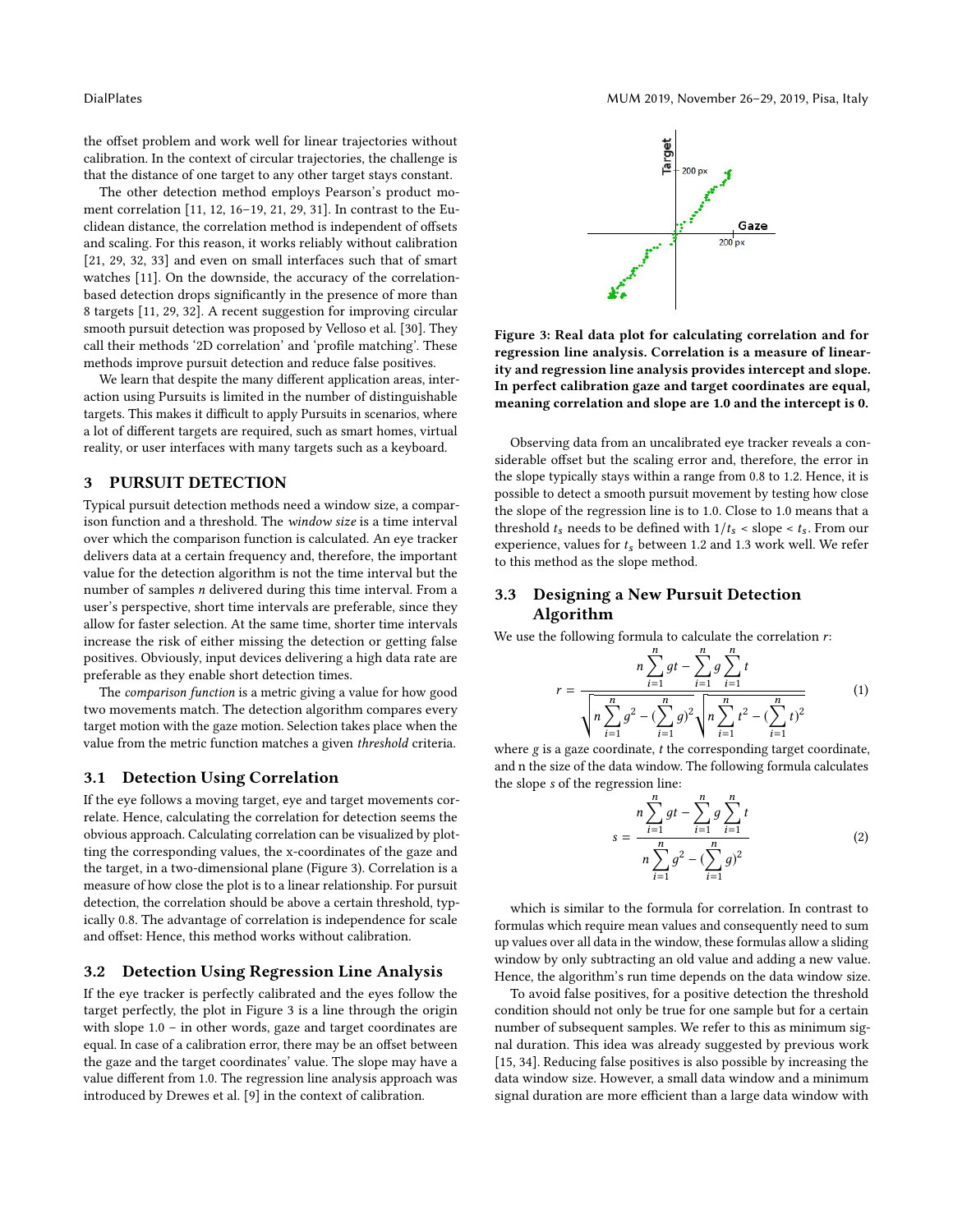the offset problem and work well for linear trajectories without calibration. In the context of circular trajectories, the challenge is that the distance of one target to any other target stays constant.

The other detection method employs Pearson's product moment correlation [11, 12, 16–19, 21, 29, 31]. In contrast to the Euclidean distance, the correlation method is independent of offsets and scaling. For this reason, it works reliably without calibration [21, 29, 32, 33] and even on small interfaces such that of smart watches [11]. On the downside, the accuracy of the correlation-based detection drops significantly in the presence of more than 8 targets [11, 29, 32]. A recent suggestion for improving circular smooth pursuit detection was proposed by Velloso et al. [30]. They call their methods '2D correlation' and 'profile matching'. These methods improve pursuit detection and reduce false positives.

We learn that despite the many different application areas, interaction using Pursuits is limited in the number of distinguishable targets. This makes it difficult to apply Pursuits in scenarios, where a lot of different targets are required, such as smart homes, virtual reality, or user interfaces with many targets such as a keyboard.

## 3 PURSUIT DETECTION

Typical pursuit detection methods need a window size, a comparison function and a threshold. The *window size* is a time interval over which the comparison function is calculated. An eye tracker delivers data at a certain frequency and, therefore, the important value for the detection algorithm is not the time interval but the number of samples $n$ delivered during this time interval. From a user's perspective, short time intervals are preferable, since they allow for faster selection. At the same time, shorter time intervals increase the risk of either missing the detection or getting false positives. Obviously, input devices delivering a high data rate are preferable as they enable short detection times.

The *comparison function* is a metric giving a value for how good two movements match. The detection algorithm compares every target motion with the gaze motion. Selection takes place when the value from the metric function matches a given *threshold* criteria.

### 3.1 Detection Using Correlation

If the eye follows a moving target, eye and target movements correlate. Hence, calculating the correlation for detection seems the obvious approach. Calculating correlation can be visualized by plotting the corresponding values, the x-coordinates of the gaze and the target, in a two-dimensional plane (Figure 3). Correlation is a measure of how close the plot is to a linear relationship. For pursuit detection, the correlation should be above a certain threshold, typically 0.8. The advantage of correlation is independence for scale and offset: Hence, this method works without calibration.

### 3.2 Detection Using Regression Line Analysis

If the eye tracker is perfectly calibrated and the eyes follow the target perfectly, the plot in Figure 3 is a line through the origin with slope 1.0 – in other words, gaze and target coordinates are equal. In case of a calibration error, there may be an offset between the gaze and the target coordinates' value. The slope may have a value different from 1.0. The regression line analysis approach was introduced by Drewes et al. [9] in the context of calibration.

**Figure 3: Real data plot for calculating correlation and for regression line analysis. Correlation is a measure of linearity and regression line analysis provides intercept and slope. In perfect calibration gaze and target coordinates are equal, meaning correlation and slope are 1.0 and the intercept is 0.**

Observing data from an uncalibrated eye tracker reveals a considerable offset but the scaling error and, therefore, the error in the slope typically stays within a range from 0.8 to 1.2. Hence, it is possible to detect a smooth pursuit movement by testing how close the slope of the regression line is to 1.0. Close to 1.0 means that a threshold $t_s$ needs to be defined with $1/t_s$ < slope < $t_s$. From our experience, values for $t_s$ between 1.2 and 1.3 work well. We refer to this method as the slope method.

### 3.3 Designing a New Pursuit Detection Algorithm

We use the following formula to calculate the correlation $r$:

$$r = \frac{n\sum_{i=1}^{n} gt - \sum_{i=1}^{n} g \sum_{i=1}^{n} t}{\sqrt{n\sum_{i=1}^{n} g^2 - (\sum_{i=1}^{n} g)^2}\sqrt{n\sum_{i=1}^{n} t^2 - (\sum_{i=1}^{n} t)^2}} \tag{1}$$

where $g$ is a gaze coordinate, $t$ the corresponding target coordinate, and n the size of the data window. The following formula calculates the slope $s$ of the regression line:

$$s = \frac{n\sum_{i=1}^{n} gt - \sum_{i=1}^{n} g \sum_{i=1}^{n} t}{n\sum_{i=1}^{n} g^2 - (\sum_{i=1}^{n} g)^2} \tag{2}$$

which is similar to the formula for correlation. In contrast to formulas which require mean values and consequently need to sum up values over all data in the window, these formulas allow a sliding window by only subtracting an old value and adding a new value. Hence, the algorithm's run time depends on the data window size.

To avoid false positives, for a positive detection the threshold condition should not only be true for one sample but for a certain number of subsequent samples. We refer to this as minimum signal duration. This idea was already suggested by previous work [15, 34]. Reducing false positives is also possible by increasing the data window size. However, a small data window and a minimum signal duration are more efficient than a large data window with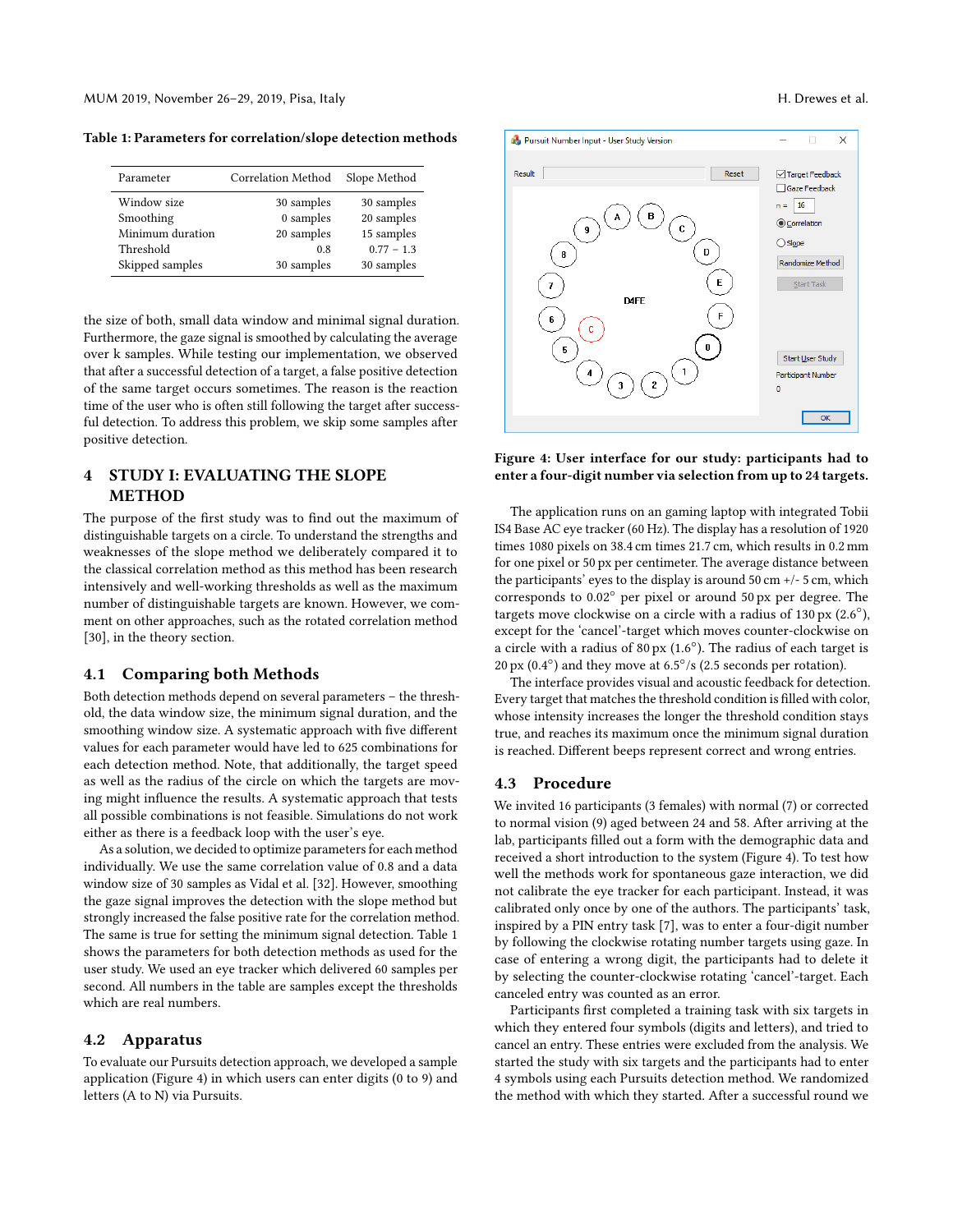**Table 1: Parameters for correlation/slope detection methods**

| Parameter | Correlation Method | Slope Method |
|---|---|---|
| Window size | 30 samples | 30 samples |
| Smoothing | 0 samples | 20 samples |
| Minimum duration | 20 samples | 15 samples |
| Threshold | 0.8 | 0.77 – 1.3 |
| Skipped samples | 30 samples | 30 samples |

the size of both, small data window and minimal signal duration. Furthermore, the gaze signal is smoothed by calculating the average over k samples. While testing our implementation, we observed that after a successful detection of a target, a false positive detection of the same target occurs sometimes. The reason is the reaction time of the user who is often still following the target after successful detection. To address this problem, we skip some samples after positive detection.

## 4 STUDY I: EVALUATING THE SLOPE METHOD

The purpose of the first study was to find out the maximum of distinguishable targets on a circle. To understand the strengths and weaknesses of the slope method we deliberately compared it to the classical correlation method as this method has been research intensively and well-working thresholds as well as the maximum number of distinguishable targets are known. However, we comment on other approaches, such as the rotated correlation method [30], in the theory section.

### 4.1 Comparing both Methods

Both detection methods depend on several parameters – the threshold, the data window size, the minimum signal duration, and the smoothing window size. A systematic approach with five different values for each parameter would have led to 625 combinations for each detection method. Note, that additionally, the target speed as well as the radius of the circle on which the targets are moving might influence the results. A systematic approach that tests all possible combinations is not feasible. Simulations do not work either as there is a feedback loop with the user's eye.

As a solution, we decided to optimize parameters for each method individually. We use the same correlation value of 0.8 and a data window size of 30 samples as Vidal et al. [32]. However, smoothing the gaze signal improves the detection with the slope method but strongly increased the false positive rate for the correlation method. The same is true for setting the minimum signal detection. Table 1 shows the parameters for both detection methods as used for the user study. We used an eye tracker which delivered 60 samples per second. All numbers in the table are samples except the thresholds which are real numbers.

### 4.2 Apparatus

To evaluate our Pursuits detection approach, we developed a sample application (Figure 4) in which users can enter digits (0 to 9) and letters (A to N) via Pursuits.

**Figure 4: User interface for our study: participants had to enter a four-digit number via selection from up to 24 targets.**

The application runs on an gaming laptop with integrated Tobii IS4 Base AC eye tracker (60 Hz). The display has a resolution of 1920 times 1080 pixels on 38.4 cm times 21.7 cm, which results in 0.2 mm for one pixel or 50 px per centimeter. The average distance between the participants' eyes to the display is around 50 cm +/- 5 cm, which corresponds to 0.02° per pixel or around 50 px per degree. The targets move clockwise on a circle with a radius of 130 px (2.6°), except for the 'cancel'-target which moves counter-clockwise on a circle with a radius of 80 px (1.6°). The radius of each target is 20 px (0.4°) and they move at 6.5°/s (2.5 seconds per rotation).

The interface provides visual and acoustic feedback for detection. Every target that matches the threshold condition is filled with color, whose intensity increases the longer the threshold condition stays true, and reaches its maximum once the minimum signal duration is reached. Different beeps represent correct and wrong entries.

### 4.3 Procedure

We invited 16 participants (3 females) with normal (7) or corrected to normal vision (9) aged between 24 and 58. After arriving at the lab, participants filled out a form with the demographic data and received a short introduction to the system (Figure 4). To test how well the methods work for spontaneous gaze interaction, we did not calibrate the eye tracker for each participant. Instead, it was calibrated only once by one of the authors. The participants' task, inspired by a PIN entry task [7], was to enter a four-digit number by following the clockwise rotating number targets using gaze. In case of entering a wrong digit, the participants had to delete it by selecting the counter-clockwise rotating 'cancel'-target. Each canceled entry was counted as an error.

Participants first completed a training task with six targets in which they entered four symbols (digits and letters), and tried to cancel an entry. These entries were excluded from the analysis. We started the study with six targets and the participants had to enter 4 symbols using each Pursuits detection method. We randomized the method with which they started. After a successful round we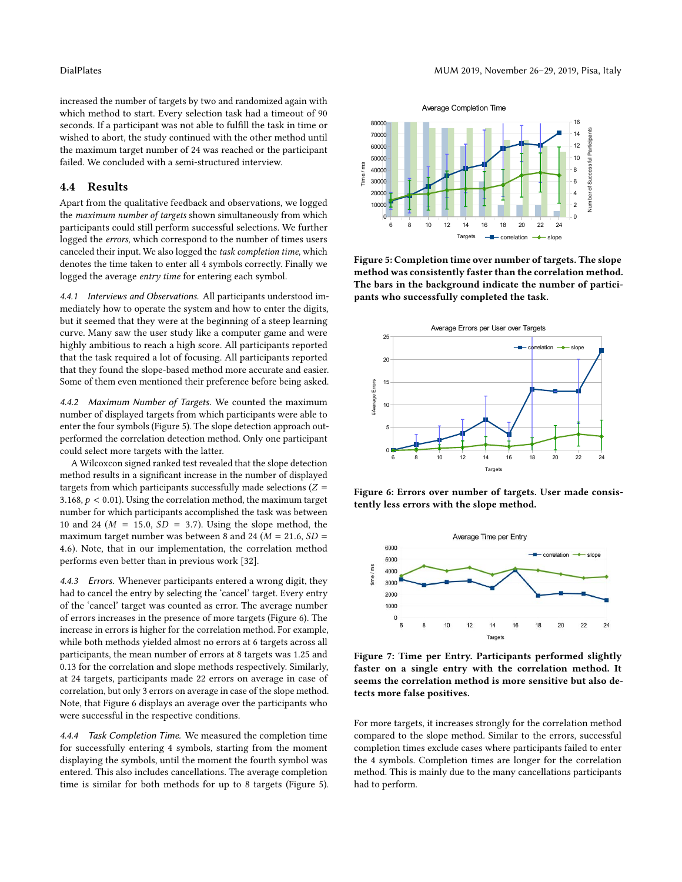increased the number of targets by two and randomized again with which method to start. Every selection task had a timeout of 90 seconds. If a participant was not able to fulfill the task in time or wished to abort, the study continued with the other method until the maximum target number of 24 was reached or the participant failed. We concluded with a semi-structured interview.

## 4.4 Results

Apart from the qualitative feedback and observations, we logged the *maximum number of targets* shown simultaneously from which participants could still perform successful selections. We further logged the *errors*, which correspond to the number of times users canceled their input. We also logged the *task completion time*, which denotes the time taken to enter all 4 symbols correctly. Finally we logged the average *entry time* for entering each symbol.

*4.4.1 Interviews and Observations.* All participants understood immediately how to operate the system and how to enter the digits, but it seemed that they were at the beginning of a steep learning curve. Many saw the user study like a computer game and were highly ambitious to reach a high score. All participants reported that the task required a lot of focusing. All participants reported that they found the slope-based method more accurate and easier. Some of them even mentioned their preference before being asked.

*4.4.2 Maximum Number of Targets.* We counted the maximum number of displayed targets from which participants were able to enter the four symbols (Figure 5). The slope detection approach outperformed the correlation detection method. Only one participant could select more targets with the latter.

A Wilcoxcon signed ranked test revealed that the slope detection method results in a significant increase in the number of displayed targets from which participants successfully made selections ($Z = 3.168$, $p < 0.01$). Using the correlation method, the maximum target number for which participants accomplished the task was between 10 and 24 ($M = 15.0$, $SD = 3.7$). Using the slope method, the maximum target number was between 8 and 24 ($M = 21.6$, $SD = 4.6$). Note, that in our implementation, the correlation method performs even better than in previous work [32].

*4.4.3 Errors.* Whenever participants entered a wrong digit, they had to cancel the entry by selecting the 'cancel' target. Every entry of the 'cancel' target was counted as error. The average number of errors increases in the presence of more targets (Figure 6). The increase in errors is higher for the correlation method. For example, while both methods yielded almost no errors at 6 targets across all participants, the mean number of errors at 8 targets was 1.25 and 0.13 for the correlation and slope methods respectively. Similarly, at 24 targets, participants made 22 errors on average in case of correlation, but only 3 errors on average in case of the slope method. Note, that Figure 6 displays an average over the participants who were successful in the respective conditions.

*4.4.4 Task Completion Time.* We measured the completion time for successfully entering 4 symbols, starting from the moment displaying the symbols, until the moment the fourth symbol was entered. This also includes cancellations. The average completion time is similar for both methods for up to 8 targets (Figure 5). For more targets, it increases strongly for the correlation method compared to the slope method. Similar to the errors, successful completion times exclude cases where participants failed to enter the 4 symbols. Completion times are longer for the correlation method. This is mainly due to the many cancellations participants had to perform.

**Figure 5: Completion time over number of targets. The slope method was consistently faster than the correlation method. The bars in the background indicate the number of participants who successfully completed the task.**

**Figure 6: Errors over number of targets. User made consistently less errors with the slope method.**

**Figure 7: Time per Entry. Participants performed slightly faster on a single entry with the correlation method. It seems the correlation method is more sensitive but also detects more false positives.**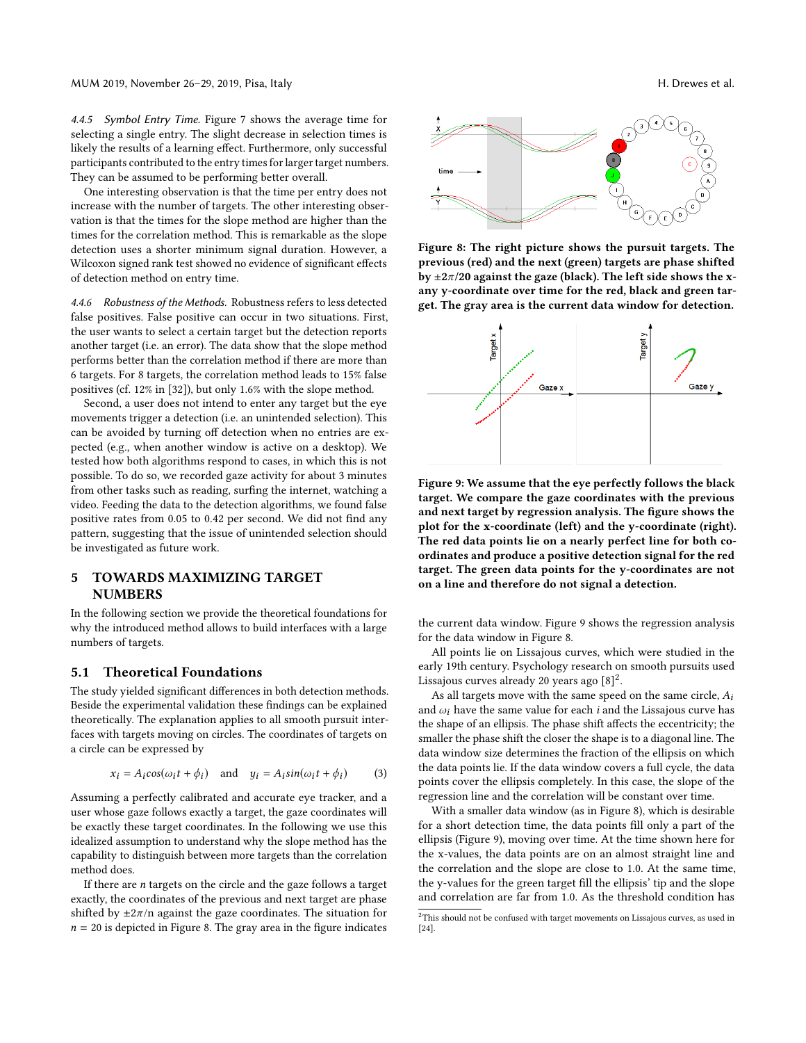*4.4.5 Symbol Entry Time.* Figure 7 shows the average time for selecting a single entry. The slight decrease in selection times is likely the results of a learning effect. Furthermore, only successful participants contributed to the entry times for larger target numbers. They can be assumed to be performing better overall.

One interesting observation is that the time per entry does not increase with the number of targets. The other interesting observation is that the times for the slope method are higher than the times for the correlation method. This is remarkable as the slope detection uses a shorter minimum signal duration. However, a Wilcoxon signed rank test showed no evidence of significant effects of detection method on entry time.

*4.4.6 Robustness of the Methods.* Robustness refers to less detected false positives. False positive can occur in two situations. First, the user wants to select a certain target but the detection reports another target (i.e. an error). The data show that the slope method performs better than the correlation method if there are more than 6 targets. For 8 targets, the correlation method leads to 15% false positives (cf. 12% in [32]), but only 1.6% with the slope method.

Second, a user does not intend to enter any target but the eye movements trigger a detection (i.e. an unintended selection). This can be avoided by turning off detection when no entries are expected (e.g., when another window is active on a desktop). We tested how both algorithms respond to cases, in which this is not possible. To do so, we recorded gaze activity for about 3 minutes from other tasks such as reading, surfing the internet, watching a video. Feeding the data to the detection algorithms, we found false positive rates from 0.05 to 0.42 per second. We did not find any pattern, suggesting that the issue of unintended selection should be investigated as future work.

## 5 TOWARDS MAXIMIZING TARGET NUMBERS

In the following section we provide the theoretical foundations for why the introduced method allows to build interfaces with a large numbers of targets.

### 5.1 Theoretical Foundations

The study yielded significant differences in both detection methods. Beside the experimental validation these findings can be explained theoretically. The explanation applies to all smooth pursuit interfaces with targets moving on circles. The coordinates of targets on a circle can be expressed by

$$x_i = A_i cos(\omega_i t + \phi_i) \quad \text{and} \quad y_i = A_i sin(\omega_i t + \phi_i) \qquad (3)$$

Assuming a perfectly calibrated and accurate eye tracker, and a user whose gaze follows exactly a target, the gaze coordinates will be exactly these target coordinates. In the following we use this idealized assumption to understand why the slope method has the capability to distinguish between more targets than the correlation method does.

If there are $n$ targets on the circle and the gaze follows a target exactly, the coordinates of the previous and next target are phase shifted by $\pm 2\pi/n$ against the gaze coordinates. The situation for $n = 20$ is depicted in Figure 8. The gray area in the figure indicates

**Figure 8: The right picture shows the pursuit targets. The previous (red) and the next (green) targets are phase shifted by $\pm 2\pi/20$ against the gaze (black). The left side shows the x-any y-coordinate over time for the red, black and green target. The gray area is the current data window for detection.**

**Figure 9: We assume that the eye perfectly follows the black target. We compare the gaze coordinates with the previous and next target by regression analysis. The figure shows the plot for the x-coordinate (left) and the y-coordinate (right). The red data points lie on a nearly perfect line for both coordinates and produce a positive detection signal for the red target. The green data points for the y-coordinates are not on a line and therefore do not signal a detection.**

the current data window. Figure 9 shows the regression analysis for the data window in Figure 8.

All points lie on Lissajous curves, which were studied in the early 19th century. Psychology research on smooth pursuits used Lissajous curves already 20 years ago [8][2].

As all targets move with the same speed on the same circle, $A_i$ and $\omega_i$ have the same value for each $i$ and the Lissajous curve has the shape of an ellipsis. The phase shift affects the eccentricity; the smaller the phase shift the closer the shape is to a diagonal line. The data window size determines the fraction of the ellipsis on which the data points lie. If the data window covers a full cycle, the data points cover the ellipsis completely. In this case, the slope of the regression line and the correlation will be constant over time.

With a smaller data window (as in Figure 8), which is desirable for a short detection time, the data points fill only a part of the ellipsis (Figure 9), moving over time. At the time shown here for the x-values, the data points are on an almost straight line and the correlation and the slope are close to 1.0. At the same time, the y-values for the green target fill the ellipsis' tip and the slope and correlation are far from 1.0. As the threshold condition has

[2]This should not be confused with target movements on Lissajous curves, as used in [24].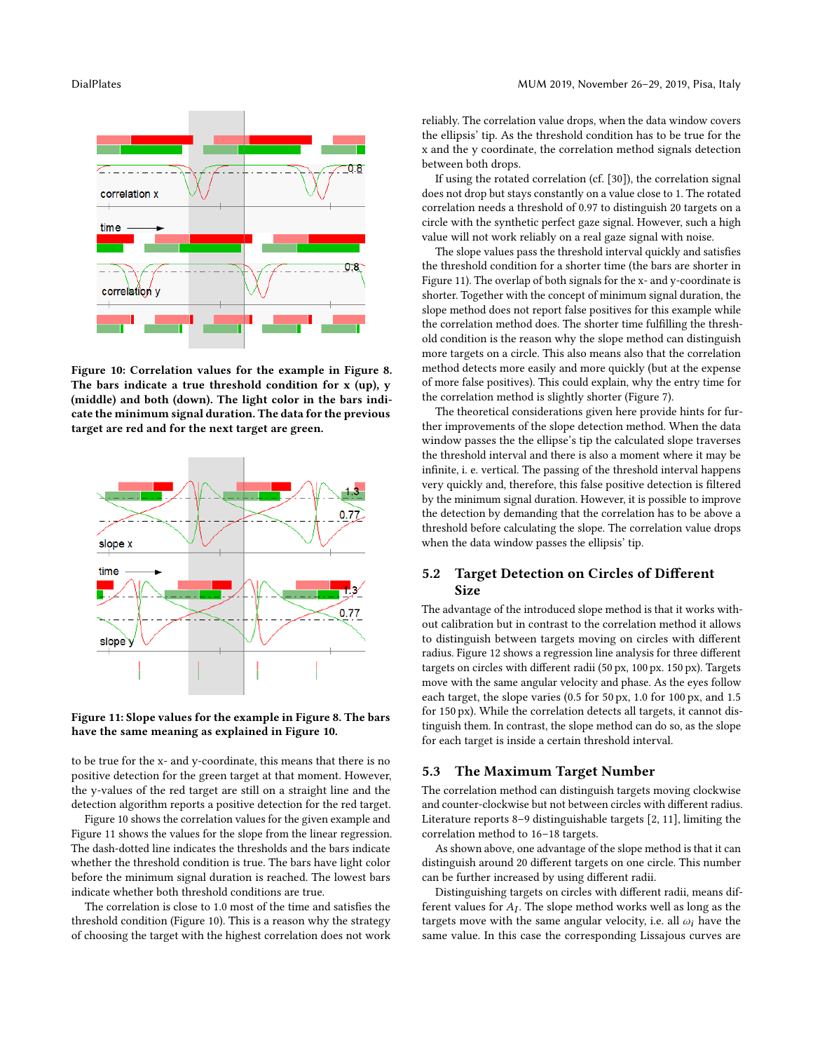Figure 10: Correlation values for the example in Figure 8. The bars indicate a true threshold condition for x (up), y (middle) and both (down). The light color in the bars indicate the minimum signal duration. The data for the previous target are red and for the next target are green.

Figure 11: Slope values for the example in Figure 8. The bars have the same meaning as explained in Figure 10.

to be true for the x- and y-coordinate, this means that there is no positive detection for the green target at that moment. However, the y-values of the red target are still on a straight line and the detection algorithm reports a positive detection for the red target.

Figure 10 shows the correlation values for the given example and Figure 11 shows the values for the slope from the linear regression. The dash-dotted line indicates the thresholds and the bars indicate whether the threshold condition is true. The bars have light color before the minimum signal duration is reached. The lowest bars indicate whether both threshold conditions are true.

The correlation is close to 1.0 most of the time and satisfies the threshold condition (Figure 10). This is a reason why the strategy of choosing the target with the highest correlation does not work reliably. The correlation value drops, when the data window covers the ellipsis' tip. As the threshold condition has to be true for the x and the y coordinate, the correlation method signals detection between both drops.

If using the rotated correlation (cf. [30]), the correlation signal does not drop but stays constantly on a value close to 1. The rotated correlation needs a threshold of 0.97 to distinguish 20 targets on a circle with the synthetic perfect gaze signal. However, such a high value will not work reliably on a real gaze signal with noise.

The slope values pass the threshold interval quickly and satisfies the threshold condition for a shorter time (the bars are shorter in Figure 11). The overlap of both signals for the x- and y-coordinate is shorter. Together with the concept of minimum signal duration, the slope method does not report false positives for this example while the correlation method does. The shorter time fulfilling the threshold condition is the reason why the slope method can distinguish more targets on a circle. This also means also that the correlation method detects more easily and more quickly (but at the expense of more false positives). This could explain, why the entry time for the correlation method is slightly shorter (Figure 7).

The theoretical considerations given here provide hints for further improvements of the slope detection method. When the data window passes the the ellipse's tip the calculated slope traverses the threshold interval and there is also a moment where it may be infinite, i. e. vertical. The passing of the threshold interval happens very quickly and, therefore, this false positive detection is filtered by the minimum signal duration. However, it is possible to improve the detection by demanding that the correlation has to be above a threshold before calculating the slope. The correlation value drops when the data window passes the ellipsis' tip.

## 5.2 Target Detection on Circles of Different Size

The advantage of the introduced slope method is that it works without calibration but in contrast to the correlation method it allows to distinguish between targets moving on circles with different radius. Figure 12 shows a regression line analysis for three different targets on circles with different radii (50 px, 100 px. 150 px). Targets move with the same angular velocity and phase. As the eyes follow each target, the slope varies (0.5 for 50 px, 1.0 for 100 px, and 1.5 for 150 px). While the correlation detects all targets, it cannot distinguish them. In contrast, the slope method can do so, as the slope for each target is inside a certain threshold interval.

## 5.3 The Maximum Target Number

The correlation method can distinguish targets moving clockwise and counter-clockwise but not between circles with different radius. Literature reports 8–9 distinguishable targets [2, 11], limiting the correlation method to 16–18 targets.

As shown above, one advantage of the slope method is that it can distinguish around 20 different targets on one circle. This number can be further increased by using different radii.

Distinguishing targets on circles with different radii, means different values for $A_I$. The slope method works well as long as the targets move with the same angular velocity, i.e. all $\omega_i$ have the same value. In this case the corresponding Lissajous curves are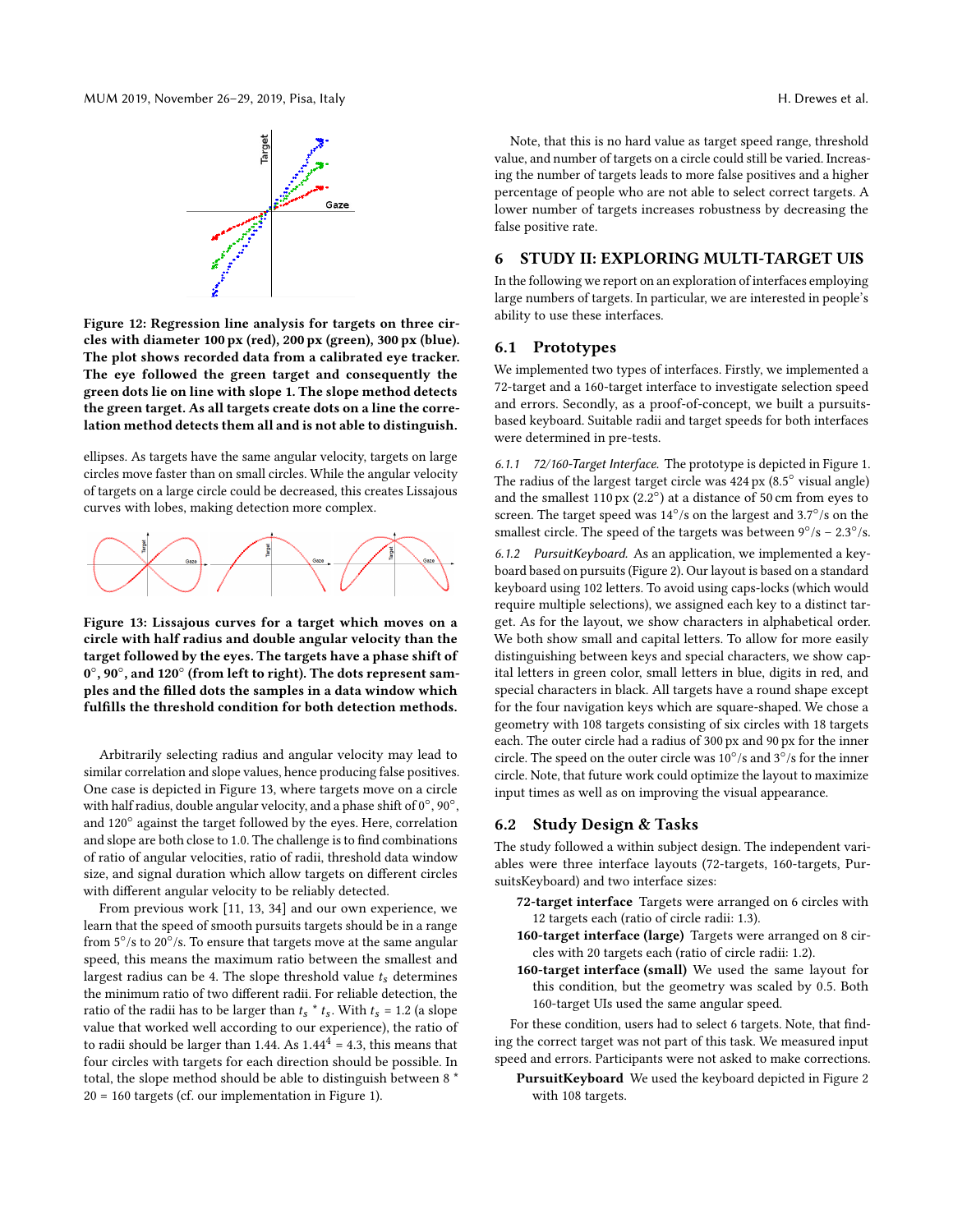Figure 12: Regression line analysis for targets on three circles with diameter 100 px (red), 200 px (green), 300 px (blue). The plot shows recorded data from a calibrated eye tracker. The eye followed the green target and consequently the green dots lie on line with slope 1. The slope method detects the green target. As all targets create dots on a line the correlation method detects them all and is not able to distinguish.

ellipses. As targets have the same angular velocity, targets on large circles move faster than on small circles. While the angular velocity of targets on a large circle could be decreased, this creates Lissajous curves with lobes, making detection more complex.

Figure 13: Lissajous curves for a target which moves on a circle with half radius and double angular velocity than the target followed by the eyes. The targets have a phase shift of 0°, 90°, and 120° (from left to right). The dots represent samples and the filled dots the samples in a data window which fulfills the threshold condition for both detection methods.

Arbitrarily selecting radius and angular velocity may lead to similar correlation and slope values, hence producing false positives. One case is depicted in Figure 13, where targets move on a circle with half radius, double angular velocity, and a phase shift of 0°, 90°, and 120° against the target followed by the eyes. Here, correlation and slope are both close to 1.0. The challenge is to find combinations of ratio of angular velocities, ratio of radii, threshold data window size, and signal duration which allow targets on different circles with different angular velocity to be reliably detected.

From previous work [11, 13, 34] and our own experience, we learn that the speed of smooth pursuits targets should be in a range from 5°/s to 20°/s. To ensure that targets move at the same angular speed, this means the maximum ratio between the smallest and largest radius can be 4. The slope threshold value $t_s$ determines the minimum ratio of two different radii. For reliable detection, the ratio of the radii has to be larger than $t_s * t_s$. With $t_s = 1.2$ (a slope value that worked well according to our experience), the ratio of to radii should be larger than 1.44. As $1.44^4 = 4.3$, this means that four circles with targets for each direction should be possible. In total, the slope method should be able to distinguish between $8 * 20 = 160$ targets (cf. our implementation in Figure 1).

Note, that this is no hard value as target speed range, threshold value, and number of targets on a circle could still be varied. Increasing the number of targets leads to more false positives and a higher percentage of people who are not able to select correct targets. A lower number of targets increases robustness by decreasing the false positive rate.

## 6 STUDY II: EXPLORING MULTI-TARGET UIS

In the following we report on an exploration of interfaces employing large numbers of targets. In particular, we are interested in people's ability to use these interfaces.

### 6.1 Prototypes

We implemented two types of interfaces. Firstly, we implemented a 72-target and a 160-target interface to investigate selection speed and errors. Secondly, as a proof-of-concept, we built a pursuits-based keyboard. Suitable radii and target speeds for both interfaces were determined in pre-tests.

*6.1.1 72/160-Target Interface.* The prototype is depicted in Figure 1. The radius of the largest target circle was 424 px (8.5° visual angle) and the smallest 110 px (2.2°) at a distance of 50 cm from eyes to screen. The target speed was 14°/s on the largest and 3.7°/s on the smallest circle. The speed of the targets was between 9°/s – 2.3°/s.

*6.1.2 PursuitKeyboard.* As an application, we implemented a keyboard based on pursuits (Figure 2). Our layout is based on a standard keyboard using 102 letters. To avoid using caps-locks (which would require multiple selections), we assigned each key to a distinct target. As for the layout, we show characters in alphabetical order. We both show small and capital letters. To allow for more easily distinguishing between keys and special characters, we show capital letters in green color, small letters in blue, digits in red, and special characters in black. All targets have a round shape except for the four navigation keys which are square-shaped. We chose a geometry with 108 targets consisting of six circles with 18 targets each. The outer circle had a radius of 300 px and 90 px for the inner circle. The speed on the outer circle was 10°/s and 3°/s for the inner circle. Note, that future work could optimize the layout to maximize input times as well as on improving the visual appearance.

### 6.2 Study Design & Tasks

The study followed a within subject design. The independent variables were three interface layouts (72-targets, 160-targets, PursuitsKeyboard) and two interface sizes:

- **72-target interface** Targets were arranged on 6 circles with 12 targets each (ratio of circle radii: 1.3).
- **160-target interface (large)** Targets were arranged on 8 circles with 20 targets each (ratio of circle radii: 1.2).
- **160-target interface (small)** We used the same layout for this condition, but the geometry was scaled by 0.5. Both 160-target UIs used the same angular speed.

For these condition, users had to select 6 targets. Note, that finding the correct target was not part of this task. We measured input speed and errors. Participants were not asked to make corrections.

- **PursuitKeyboard** We used the keyboard depicted in Figure 2 with 108 targets.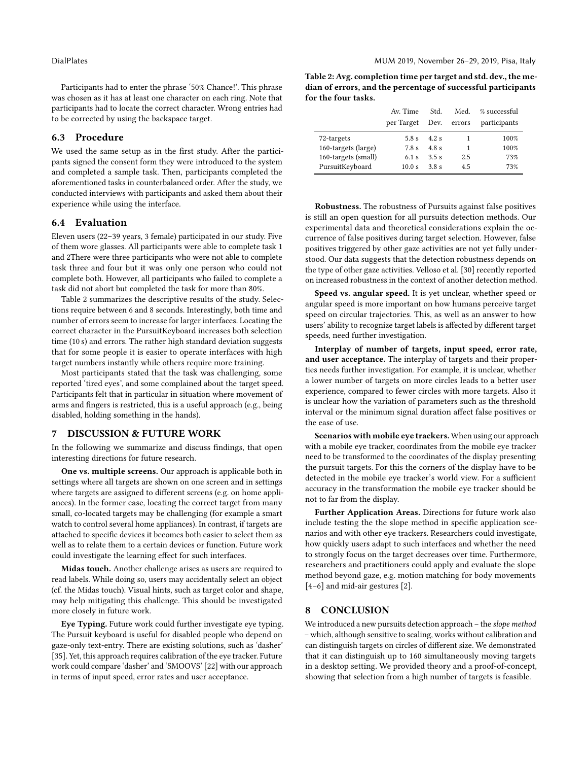Participants had to enter the phrase '50% Chance!'. This phrase was chosen as it has at least one character on each ring. Note that participants had to locate the correct character. Wrong entries had to be corrected by using the backspace target.

### 6.3 Procedure

We used the same setup as in the first study. After the participants signed the consent form they were introduced to the system and completed a sample task. Then, participants completed the aforementioned tasks in counterbalanced order. After the study, we conducted interviews with participants and asked them about their experience while using the interface.

### 6.4 Evaluation

Eleven users (22–39 years, 3 female) participated in our study. Five of them wore glasses. All participants were able to complete task 1 and 2There were three participants who were not able to complete task three and four but it was only one person who could not complete both. However, all participants who failed to complete a task did not abort but completed the task for more than 80%.

Table 2 summarizes the descriptive results of the study. Selections require between 6 and 8 seconds. Interestingly, both time and number of errors seem to increase for larger interfaces. Locating the correct character in the PursuitKeyboard increases both selection time (10 s) and errors. The rather high standard deviation suggests that for some people it is easier to operate interfaces with high target numbers instantly while others require more training.

Most participants stated that the task was challenging, some reported 'tired eyes', and some complained about the target speed. Participants felt that in particular in situation where movement of arms and fingers is restricted, this is a useful approach (e.g., being disabled, holding something in the hands).

**Table 2: Avg. completion time per target and std. dev., the median of errors, and the percentage of successful participants for the four tasks.**

| | Av. Time per Target | Std. Dev. | Med. errors | % successful participants |
|---|---|---|---|---|
| 72-targets | 5.8 s | 4.2 s | 1 | 100% |
| 160-targets (large) | 7.8 s | 4.8 s | 1 | 100% |
| 160-targets (small) | 6.1 s | 3.5 s | 2.5 | 73% |
| PursuitKeyboard | 10.0 s | 3.8 s | 4.5 | 73% |

## 7 DISCUSSION & FUTURE WORK

In the following we summarize and discuss findings, that open interesting directions for future research.

**One vs. multiple screens.** Our approach is applicable both in settings where all targets are shown on one screen and in settings where targets are assigned to different screens (e.g. on home appliances). In the former case, locating the correct target from many small, co-located targets may be challenging (for example a smart watch to control several home appliances). In contrast, if targets are attached to specific devices it becomes both easier to select them as well as to relate them to a certain devices or function. Future work could investigate the learning effect for such interfaces.

**Midas touch.** Another challenge arises as users are required to read labels. While doing so, users may accidentally select an object (cf. the Midas touch). Visual hints, such as target color and shape, may help mitigating this challenge. This should be investigated more closely in future work.

**Eye Typing.** Future work could further investigate eye typing. The Pursuit keyboard is useful for disabled people who depend on gaze-only text-entry. There are existing solutions, such as 'dasher' [35]. Yet, this approach requires calibration of the eye tracker. Future work could compare 'dasher' and 'SMOOVS' [22] with our approach in terms of input speed, error rates and user acceptance.

**Robustness.** The robustness of Pursuits against false positives is still an open question for all pursuits detection methods. Our experimental data and theoretical considerations explain the occurrence of false positives during target selection. However, false positives triggered by other gaze activities are not yet fully understood. Our data suggests that the detection robustness depends on the type of other gaze activities. Velloso et al. [30] recently reported on increased robustness in the context of another detection method.

**Speed vs. angular speed.** It is yet unclear, whether speed or angular speed is more important on how humans perceive target speed on circular trajectories. This, as well as an answer to how users' ability to recognize target labels is affected by different target speeds, need further investigation.

**Interplay of number of targets, input speed, error rate, and user acceptance.** The interplay of targets and their properties needs further investigation. For example, it is unclear, whether a lower number of targets on more circles leads to a better user experience, compared to fewer circles with more targets. Also it is unclear how the variation of parameters such as the threshold interval or the minimum signal duration affect false positives or the ease of use.

**Scenarios with mobile eye trackers.** When using our approach with a mobile eye tracker, coordinates from the mobile eye tracker need to be transformed to the coordinates of the display presenting the pursuit targets. For this the corners of the display have to be detected in the mobile eye tracker's world view. For a sufficient accuracy in the transformation the mobile eye tracker should be not to far from the display.

**Further Application Areas.** Directions for future work also include testing the the slope method in specific application scenarios and with other eye trackers. Researchers could investigate, how quickly users adapt to such interfaces and whether the need to strongly focus on the target decreases over time. Furthermore, researchers and practitioners could apply and evaluate the slope method beyond gaze, e.g. motion matching for body movements [4–6] and mid-air gestures [2].

## 8 CONCLUSION

We introduced a new pursuits detection approach – the *slope method* – which, although sensitive to scaling, works without calibration and can distinguish targets on circles of different size. We demonstrated that it can distinguish up to 160 simultaneously moving targets in a desktop setting. We provided theory and a proof-of-concept, showing that selection from a high number of targets is feasible.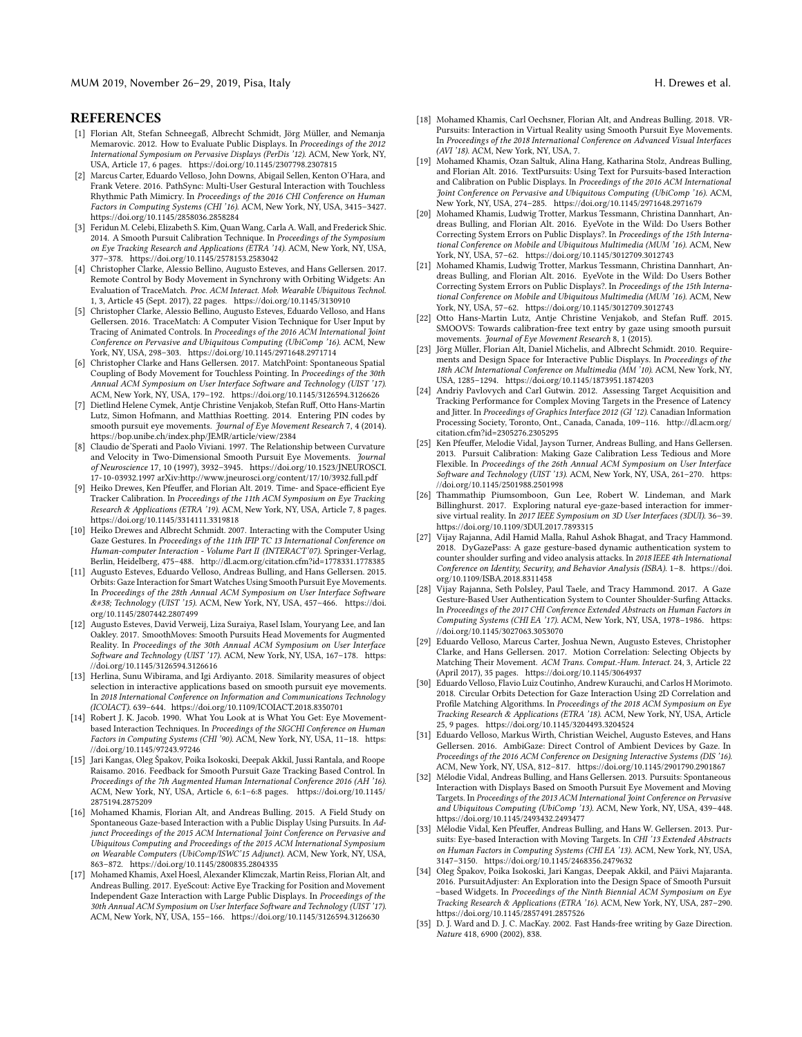## REFERENCES

[1] Florian Alt, Stefan Schneegaß, Albrecht Schmidt, Jörg Müller, and Nemanja Memarovic. 2012. How to Evaluate Public Displays. In *Proceedings of the 2012 International Symposium on Pervasive Displays (PerDis '12)*. ACM, New York, NY, USA, Article 17, 6 pages. https://doi.org/10.1145/2307798.2307815

[2] Marcus Carter, Eduardo Velloso, John Downs, Abigail Sellen, Kenton O'Hara, and Frank Vetere. 2016. PathSync: Multi-User Gestural Interaction with Touchless Rhythmic Path Mimicry. In *Proceedings of the 2016 CHI Conference on Human Factors in Computing Systems (CHI '16)*. ACM, New York, NY, USA, 3415–3427. https://doi.org/10.1145/2858036.2858284

[3] Feridun M. Celebi, Elizabeth S. Kim, Quan Wang, Carla A. Wall, and Frederick Shic. 2014. A Smooth Pursuit Calibration Technique. In *Proceedings of the Symposium on Eye Tracking Research and Applications (ETRA '14)*. ACM, New York, NY, USA, 377–378. https://doi.org/10.1145/2578153.2583042

[4] Christopher Clarke, Alessio Bellino, Augusto Esteves, and Hans Gellersen. 2017. Remote Control by Body Movement in Synchrony with Orbiting Widgets: An Evaluation of TraceMatch. *Proc. ACM Interact. Mob. Wearable Ubiquitous Technol.* 1, 3, Article 45 (Sept. 2017), 22 pages. https://doi.org/10.1145/3130910

[5] Christopher Clarke, Alessio Bellino, Augusto Esteves, Eduardo Velloso, and Hans Gellersen. 2016. TraceMatch: A Computer Vision Technique for User Input by Tracing of Animated Controls. In *Proceedings of the 2016 ACM International Joint Conference on Pervasive and Ubiquitous Computing (UbiComp '16)*. ACM, New York, NY, USA, 298–303. https://doi.org/10.1145/2971648.2971714

[6] Christopher Clarke and Hans Gellersen. 2017. MatchPoint: Spontaneous Spatial Coupling of Body Movement for Touchless Pointing. In *Proceedings of the 30th Annual ACM Symposium on User Interface Software and Technology (UIST '17)*. ACM, New York, NY, USA, 179–192. https://doi.org/10.1145/3126594.3126626

[7] Dietlind Helene Cymek, Antje Christine Venjakob, Stefan Ruff, Otto Hans-Martin Lutz, Simon Hofmann, and Matthias Roetting. 2014. Entering PIN codes by smooth pursuit eye movements. *Journal of Eye Movement Research* 7, 4 (2014). https://bop.unibe.ch/index.php/JEMR/article/view/2384

[8] Claudio de'Sperati and Paolo Viviani. 1997. The Relationship between Curvature and Velocity in Two-Dimensional Smooth Pursuit Eye Movements. *Journal of Neuroscience* 17, 10 (1997), 3932–3945. https://doi.org/10.1523/JNEUROSCI.17-10-03932.1997 arXiv:http://www.jneurosci.org/content/17/10/3932.full.pdf

[9] Heiko Drewes, Ken Pfeuffer, and Florian Alt. 2019. Time- and Space-efficient Eye Tracker Calibration. In *Proceedings of the 11th ACM Symposium on Eye Tracking Research & Applications (ETRA '19)*. ACM, New York, NY, USA, Article 7, 8 pages. https://doi.org/10.1145/3314111.3319818

[10] Heiko Drewes and Albrecht Schmidt. 2007. Interacting with the Computer Using Gaze Gestures. In *Proceedings of the 11th IFIP TC 13 International Conference on Human-computer Interaction - Volume Part II (INTERACT'07)*. Springer-Verlag, Berlin, Heidelberg, 475–488. http://dl.acm.org/citation.cfm?id=1778331.1778385

[11] Augusto Esteves, Eduardo Velloso, Andreas Bulling, and Hans Gellersen. 2015. Orbits: Gaze Interaction for Smart Watches Using Smooth Pursuit Eye Movements. In *Proceedings of the 28th Annual ACM Symposium on User Interface Software &#38; Technology (UIST '15)*. ACM, New York, NY, USA, 457–466. https://doi.org/10.1145/2807442.2807499

[12] Augusto Esteves, David Verweij, Liza Suraiya, Rasel Islam, Youryang Lee, and Ian Oakley. 2017. SmoothMoves: Smooth Pursuits Head Movements for Augmented Reality. In *Proceedings of the 30th Annual ACM Symposium on User Interface Software and Technology (UIST '17)*. ACM, New York, NY, USA, 167–178. https://doi.org/10.1145/3126594.3126616

[13] Herlina, Sunu Wibirama, and Igi Ardiyanto. 2018. Similarity measures of object selection in interactive applications based on smooth pursuit eye movements. In *2018 International Conference on Information and Communications Technology (ICOIACT)*. 639–644. https://doi.org/10.1109/ICOIACT.2018.8350701

[14] Robert J. K. Jacob. 1990. What You Look at is What You Get: Eye Movement-based Interaction Techniques. In *Proceedings of the SIGCHI Conference on Human Factors in Computing Systems (CHI '90)*. ACM, New York, NY, USA, 11–18. https://doi.org/10.1145/97243.97246

[15] Jari Kangas, Oleg Špakov, Poika Isokoski, Deepak Akkil, Jussi Rantala, and Roope Raisamo. 2016. Feedback for Smooth Pursuit Gaze Tracking Based Control. In *Proceedings of the 7th Augmented Human International Conference 2016 (AH '16)*. ACM, New York, NY, USA, Article 6, 6:1–6:8 pages. https://doi.org/10.1145/2875194.2875209

[16] Mohamed Khamis, Florian Alt, and Andreas Bulling. 2015. A Field Study on Spontaneous Gaze-based Interaction with a Public Display Using Pursuits. In *Adjunct Proceedings of the 2015 ACM International Joint Conference on Pervasive and Ubiquitous Computing and Proceedings of the 2015 ACM International Symposium on Wearable Computers (UbiComp/ISWC'15 Adjunct)*. ACM, New York, NY, USA, 863–872. https://doi.org/10.1145/2800835.2804335

[17] Mohamed Khamis, Axel Hoesl, Alexander Klimczak, Martin Reiss, Florian Alt, and Andreas Bulling. 2017. EyeScout: Active Eye Tracking for Position and Movement Independent Gaze Interaction with Large Public Displays. In *Proceedings of the 30th Annual ACM Symposium on User Interface Software and Technology (UIST '17)*. ACM, New York, NY, USA, 155–166. https://doi.org/10.1145/3126594.3126630

[18] Mohamed Khamis, Carl Oechsner, Florian Alt, and Andreas Bulling. 2018. VR-Pursuits: Interaction in Virtual Reality using Smooth Pursuit Eye Movements. In *Proceedings of the 2018 International Conference on Advanced Visual Interfaces (AVI '18)*. ACM, New York, NY, USA, 7.

[19] Mohamed Khamis, Ozan Saltuk, Alina Hang, Katharina Stolz, Andreas Bulling, and Florian Alt. 2016. TextPursuits: Using Text for Pursuits-based Interaction and Calibration on Public Displays. In *Proceedings of the 2016 ACM International Joint Conference on Pervasive and Ubiquitous Computing (UbiComp '16)*. ACM, New York, NY, USA, 274–285. https://doi.org/10.1145/2971648.2971679

[20] Mohamed Khamis, Ludwig Trotter, Markus Tessmann, Christina Dannhart, Andreas Bulling, and Florian Alt. 2016. EyeVote in the Wild: Do Users Bother Correcting System Errors on Public Displays?. In *Proceedings of the 15th International Conference on Mobile and Ubiquitous Multimedia (MUM '16)*. ACM, New York, NY, USA, 57–62. https://doi.org/10.1145/3012709.3012743

[21] Mohamed Khamis, Ludwig Trotter, Markus Tessmann, Christina Dannhart, Andreas Bulling, and Florian Alt. 2016. EyeVote in the Wild: Do Users Bother Correcting System Errors on Public Displays?. In *Proceedings of the 15th International Conference on Mobile and Ubiquitous Multimedia (MUM '16)*. ACM, New York, NY, USA, 57–62. https://doi.org/10.1145/3012709.3012743

[22] Otto Hans-Martin Lutz, Antje Christine Venjakob, and Stefan Ruff. 2015. SMOOVS: Towards calibration-free text entry by gaze using smooth pursuit movements. *Journal of Eye Movement Research* 8, 1 (2015).

[23] Jörg Müller, Florian Alt, Daniel Michelis, and Albrecht Schmidt. 2010. Requirements and Design Space for Interactive Public Displays. In *Proceedings of the 18th ACM International Conference on Multimedia (MM '10)*. ACM, New York, NY, USA, 1285–1294. https://doi.org/10.1145/1873951.1874203

[24] Andriy Pavlovych and Carl Gutwin. 2012. Assessing Target Acquisition and Tracking Performance for Complex Moving Targets in the Presence of Latency and Jitter. In *Proceedings of Graphics Interface 2012 (GI '12)*. Canadian Information Processing Society, Toronto, Ont., Canada, Canada, 109–116. http://dl.acm.org/citation.cfm?id=2305276.2305295

[25] Ken Pfeuffer, Melodie Vidal, Jayson Turner, Andreas Bulling, and Hans Gellersen. 2013. Pursuit Calibration: Making Gaze Calibration Less Tedious and More Flexible. In *Proceedings of the 26th Annual ACM Symposium on User Interface Software and Technology (UIST '13)*. ACM, New York, NY, USA, 261–270. https://doi.org/10.1145/2501988.2501998

[26] Thammathip Piumsomboon, Gun Lee, Robert W. Lindeman, and Mark Billinghurst. 2017. Exploring natural eye-gaze-based interaction for immersive virtual reality. In *2017 IEEE Symposium on 3D User Interfaces (3DUI)*. 36–39. https://doi.org/10.1109/3DUI.2017.7893315

[27] Vijay Rajanna, Adil Hamid Malla, Rahul Ashok Bhagat, and Tracy Hammond. 2018. DyGazePass: A gaze gesture-based dynamic authentication system to counter shoulder surfing and video analysis attacks. In *2018 IEEE 4th International Conference on Identity, Security, and Behavior Analysis (ISBA)*. 1–8. https://doi.org/10.1109/ISBA.2018.8311458

[28] Vijay Rajanna, Seth Polsley, Paul Taele, and Tracy Hammond. 2017. A Gaze Gesture-Based User Authentication System to Counter Shoulder-Surfing Attacks. In *Proceedings of the 2017 CHI Conference Extended Abstracts on Human Factors in Computing Systems (CHI EA '17)*. ACM, New York, NY, USA, 1978–1986. https://doi.org/10.1145/3027063.3053070

[29] Eduardo Velloso, Marcus Carter, Joshua Newn, Augusto Esteves, Christopher Clarke, and Hans Gellersen. 2017. Motion Correlation: Selecting Objects by Matching Their Movement. *ACM Trans. Comput.-Hum. Interact.* 24, 3, Article 22 (April 2017), 35 pages. https://doi.org/10.1145/3064937

[30] Eduardo Velloso, Flavio Luiz Coutinho, Andrew Kurauchi, and Carlos H Morimoto. 2018. Circular Orbits Detection for Gaze Interaction Using 2D Correlation and Profile Matching Algorithms. In *Proceedings of the 2018 ACM Symposium on Eye Tracking Research & Applications (ETRA '18)*. ACM, New York, NY, USA, Article 25, 9 pages. https://doi.org/10.1145/3204493.3204524

[31] Eduardo Velloso, Markus Wirth, Christian Weichel, Augusto Esteves, and Hans Gellersen. 2016. AmbiGaze: Direct Control of Ambient Devices by Gaze. In *Proceedings of the 2016 ACM Conference on Designing Interactive Systems (DIS '16)*. ACM, New York, NY, USA, 812–817. https://doi.org/10.1145/2901790.2901867

[32] Mélodie Vidal, Andreas Bulling, and Hans Gellersen. 2013. Pursuits: Spontaneous Interaction with Displays Based on Smooth Pursuit Eye Movement and Moving Targets. In *Proceedings of the 2013 ACM International Joint Conference on Pervasive and Ubiquitous Computing (UbiComp '13)*. ACM, New York, NY, USA, 439–448. https://doi.org/10.1145/2493432.2493477

[33] Mélodie Vidal, Ken Pfeuffer, Andreas Bulling, and Hans W. Gellersen. 2013. Pursuits: Eye-based Interaction with Moving Targets. In *CHI '13 Extended Abstracts on Human Factors in Computing Systems (CHI EA '13)*. ACM, New York, NY, USA, 3147–3150. https://doi.org/10.1145/2468356.2479632

[34] Oleg Špakov, Poika Isokoski, Jari Kangas, Deepak Akkil, and Päivi Majaranta. 2016. PursuitAdjuster: An Exploration into the Design Space of Smooth Pursuit –based Widgets. In *Proceedings of the Ninth Biennial ACM Symposium on Eye Tracking Research & Applications (ETRA '16)*. ACM, New York, NY, USA, 287–290. https://doi.org/10.1145/2857491.2857526

[35] D. J. Ward and D. J. C. MacKay. 2002. Fast Hands-free writing by Gaze Direction. *Nature* 418, 6900 (2002), 838.